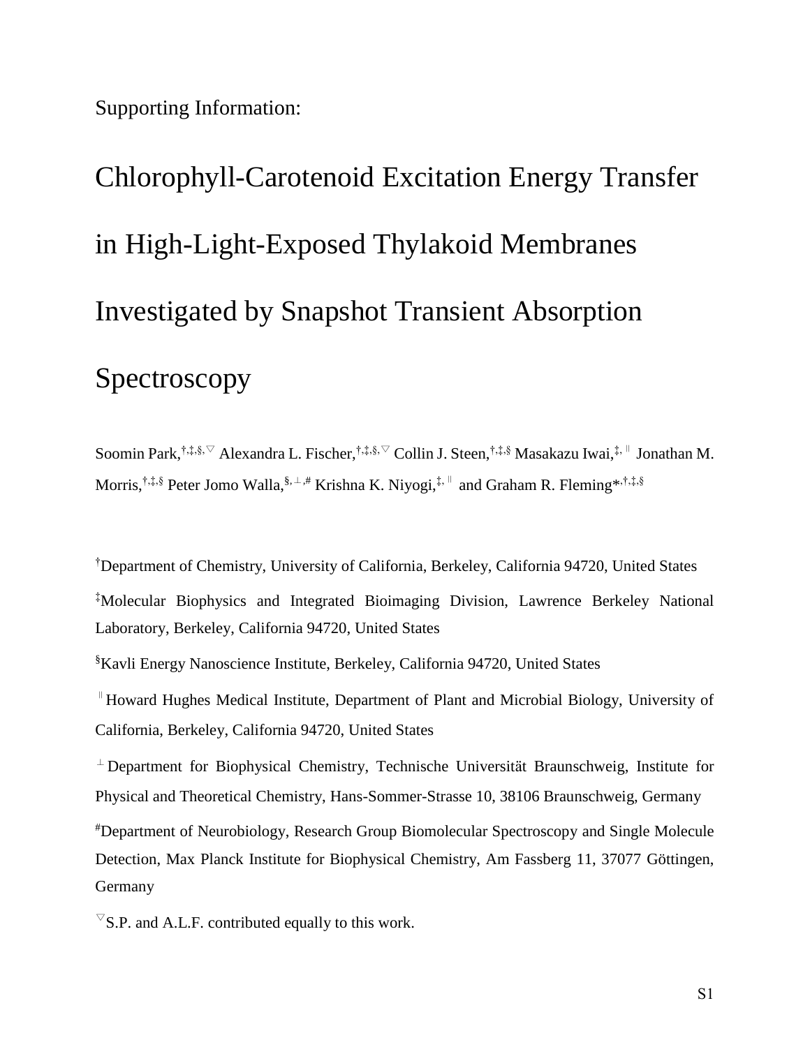Supporting Information:

# Chlorophyll-Carotenoid Excitation Energy Transfer in High-Light-Exposed Thylakoid Membranes Investigated by Snapshot Transient Absorption Spectroscopy

Soomin Park,[†,‡,§,▽] Alexandra L. Fischer,[†,‡,§,▽] Collin J. Steen,[†,‡,§] Masakazu Iwai,[‡,∥] Jonathan M. Morris,[†,‡,§] Peter Jomo Walla,[§,⊥,#] Krishna K. Niyogi,[‡,∥] and Graham R. Fleming*[,†,‡,§]

[†]Department of Chemistry, University of California, Berkeley, California 94720, United States

[‡]Molecular Biophysics and Integrated Bioimaging Division, Lawrence Berkeley National Laboratory, Berkeley, California 94720, United States

[§]Kavli Energy Nanoscience Institute, Berkeley, California 94720, United States

[∥]Howard Hughes Medical Institute, Department of Plant and Microbial Biology, University of California, Berkeley, California 94720, United States

[⊥]Department for Biophysical Chemistry, Technische Universität Braunschweig, Institute for Physical and Theoretical Chemistry, Hans-Sommer-Strasse 10, 38106 Braunschweig, Germany

[#]Department of Neurobiology, Research Group Biomolecular Spectroscopy and Single Molecule Detection, Max Planck Institute for Biophysical Chemistry, Am Fassberg 11, 37077 Göttingen, Germany

[▽]S.P. and A.L.F. contributed equally to this work.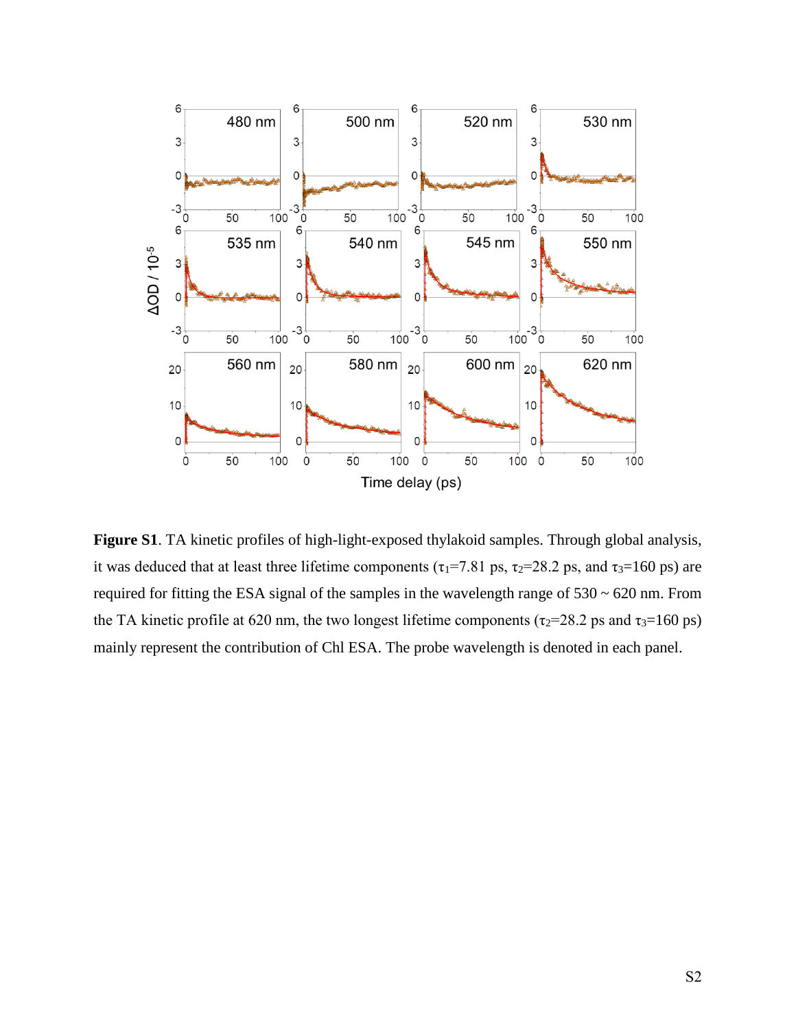**Figure S1**. TA kinetic profiles of high-light-exposed thylakoid samples. Through global analysis, it was deduced that at least three lifetime components ($\tau_1$=7.81 ps, $\tau_2$=28.2 ps, and $\tau_3$=160 ps) are required for fitting the ESA signal of the samples in the wavelength range of 530 ~ 620 nm. From the TA kinetic profile at 620 nm, the two longest lifetime components ($\tau_2$=28.2 ps and $\tau_3$=160 ps) mainly represent the contribution of Chl ESA. The probe wavelength is denoted in each panel.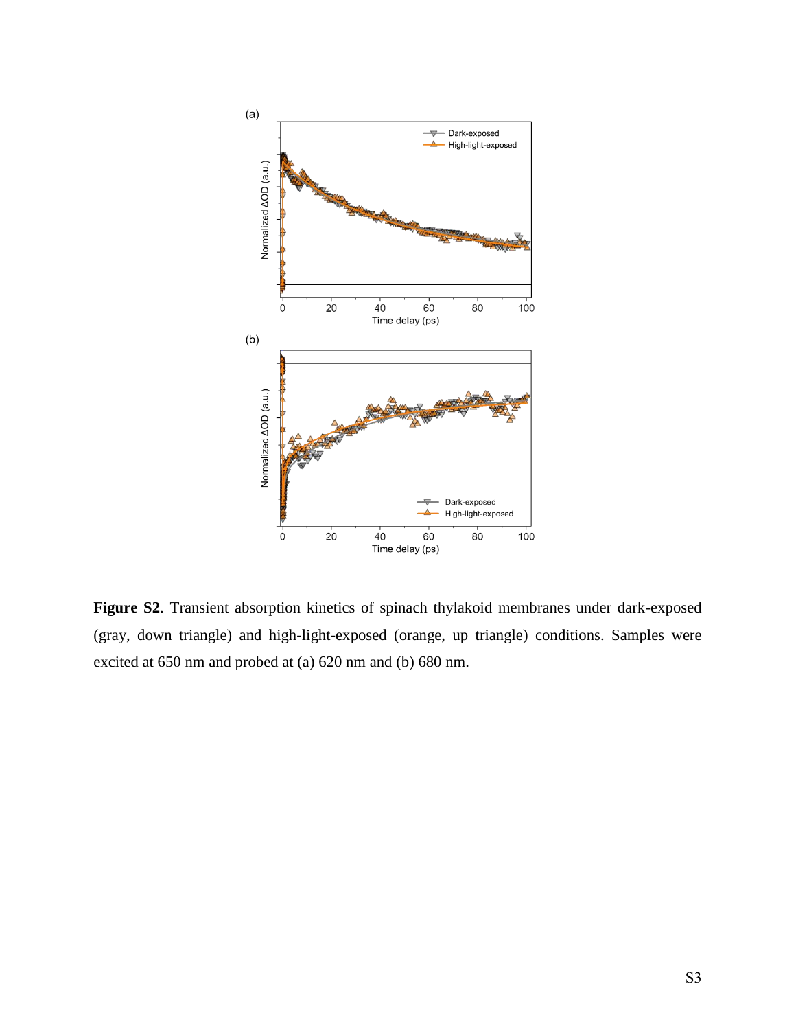**Figure S2**. Transient absorption kinetics of spinach thylakoid membranes under dark-exposed (gray, down triangle) and high-light-exposed (orange, up triangle) conditions. Samples were excited at 650 nm and probed at (a) 620 nm and (b) 680 nm.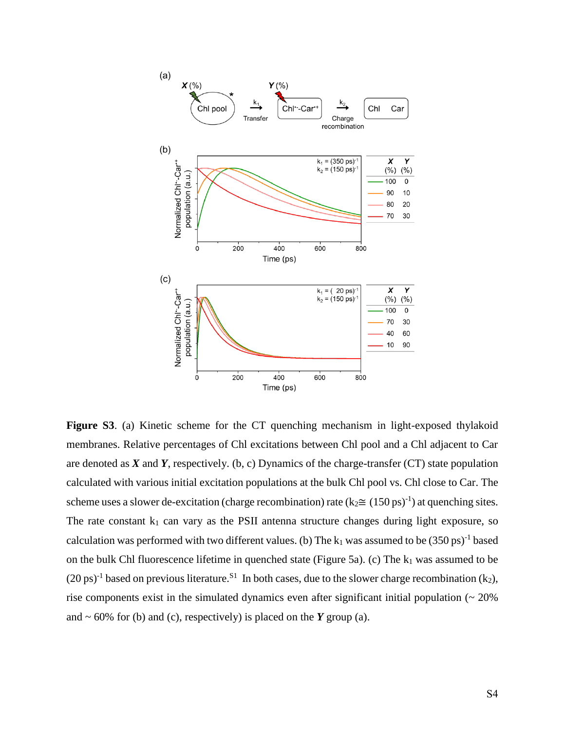**Figure S3**. (a) Kinetic scheme for the CT quenching mechanism in light-exposed thylakoid membranes. Relative percentages of Chl excitations between Chl pool and a Chl adjacent to Car are denoted as ***X*** and ***Y***, respectively. (b, c) Dynamics of the charge-transfer (CT) state population calculated with various initial excitation populations at the bulk Chl pool vs. Chl close to Car. The scheme uses a slower de-excitation (charge recombination) rate ($k_2 \cong$ (150 ps)$^{-1}$) at quenching sites. The rate constant $k_1$ can vary as the PSII antenna structure changes during light exposure, so calculation was performed with two different values. (b) The $k_1$ was assumed to be (350 ps)$^{-1}$ based on the bulk Chl fluorescence lifetime in quenched state (Figure 5a). (c) The $k_1$ was assumed to be (20 ps)$^{-1}$ based on previous literature.[S1] In both cases, due to the slower charge recombination ($k_2$), rise components exist in the simulated dynamics even after significant initial population (~ 20% and ~ 60% for (b) and (c), respectively) is placed on the ***Y*** group (a).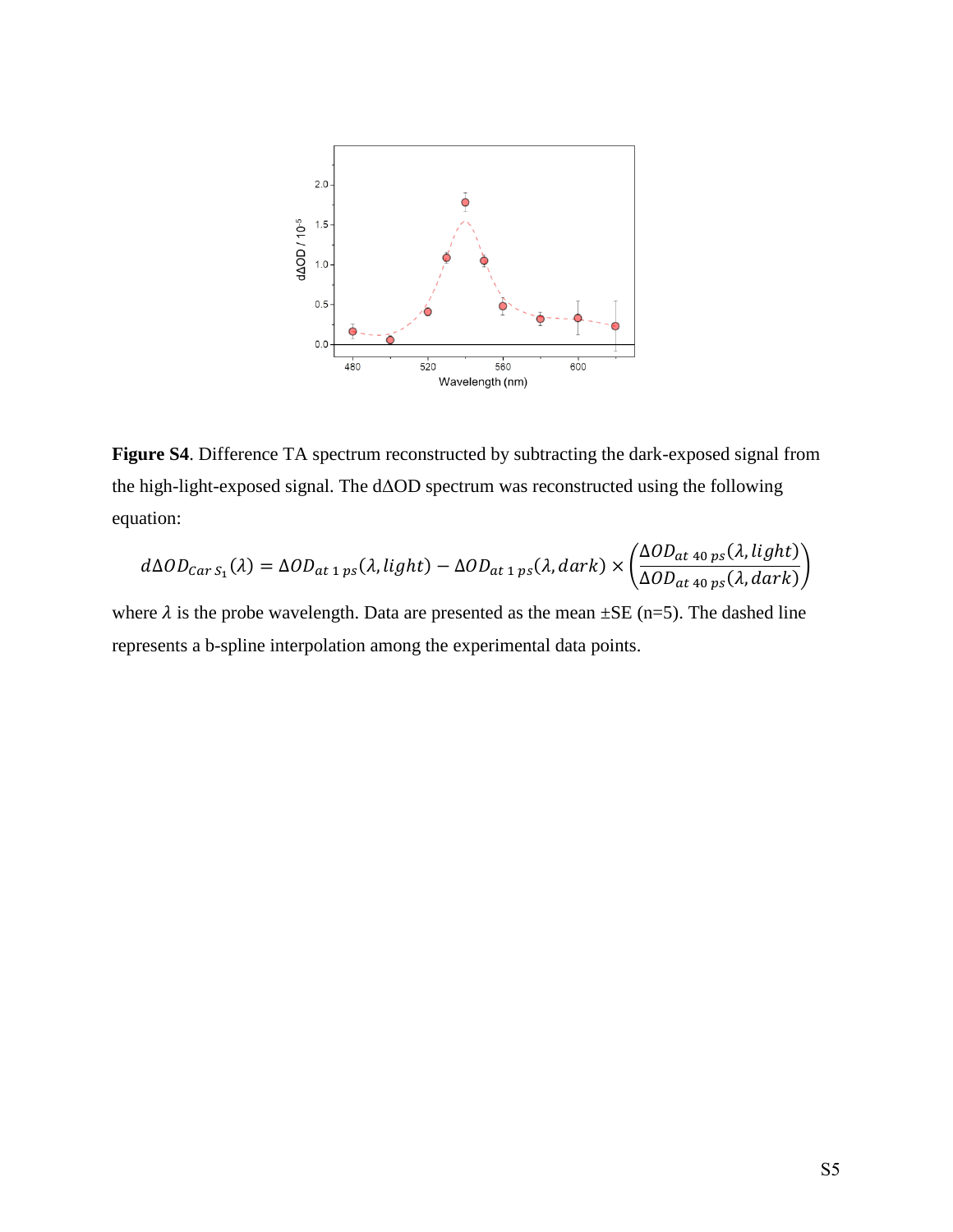**Figure S4**. Difference TA spectrum reconstructed by subtracting the dark-exposed signal from the high-light-exposed signal. The dΔOD spectrum was reconstructed using the following equation:

$$d\Delta OD_{Car\,S_1}(\lambda) = \Delta OD_{at\ 1\ ps}(\lambda, light) - \Delta OD_{at\ 1\ ps}(\lambda, dark) \times \left(\frac{\Delta OD_{at\ 40\ ps}(\lambda, light)}{\Delta OD_{at\ 40\ ps}(\lambda, dark)}\right)$$

where $\lambda$ is the probe wavelength. Data are presented as the mean ±SE (n=5). The dashed line represents a b-spline interpolation among the experimental data points.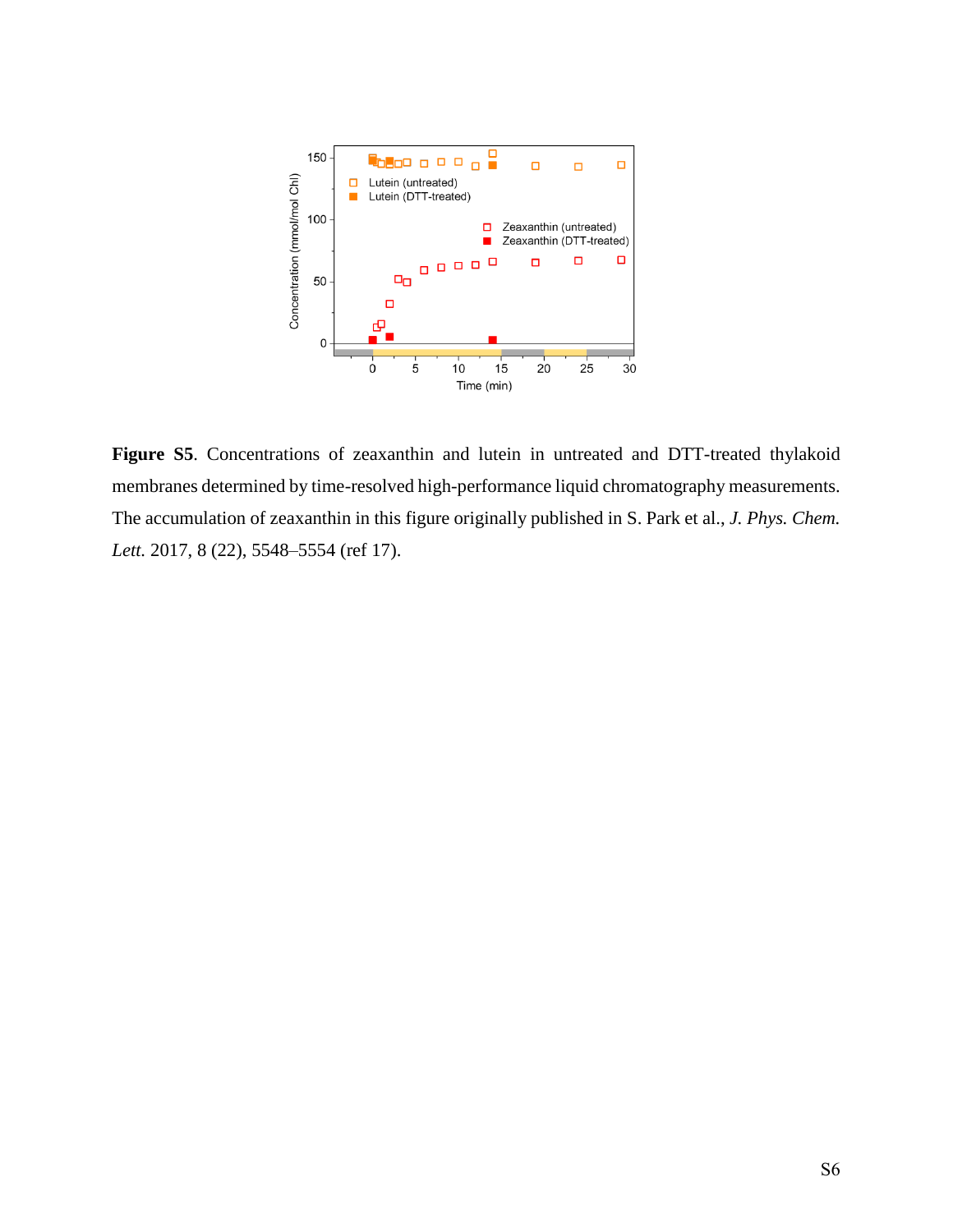**Figure S5**. Concentrations of zeaxanthin and lutein in untreated and DTT-treated thylakoid membranes determined by time-resolved high-performance liquid chromatography measurements. The accumulation of zeaxanthin in this figure originally published in S. Park et al., *J. Phys. Chem. Lett.* 2017, 8 (22), 5548–5554 (ref 17).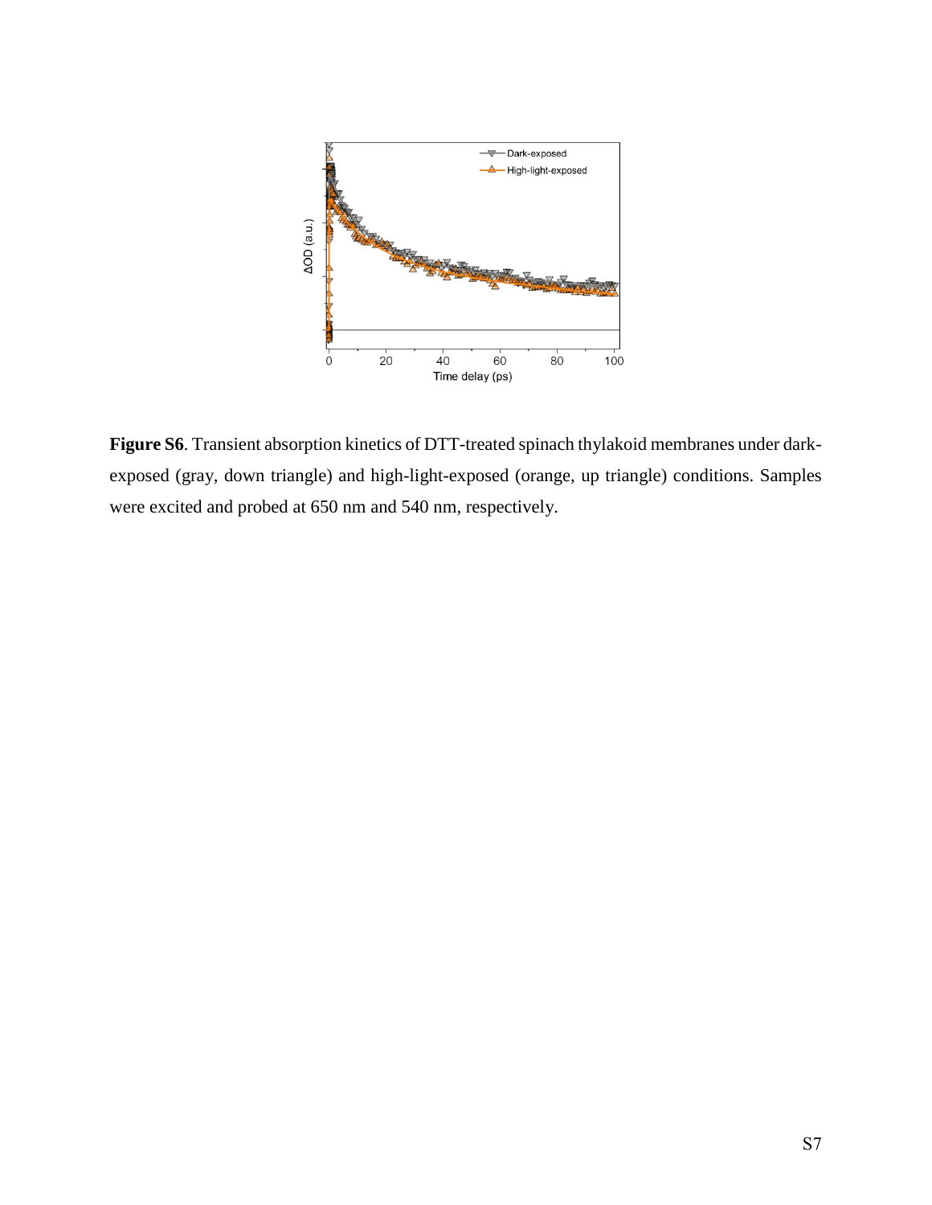**Figure S6**. Transient absorption kinetics of DTT-treated spinach thylakoid membranes under dark-exposed (gray, down triangle) and high-light-exposed (orange, up triangle) conditions. Samples were excited and probed at 650 nm and 540 nm, respectively.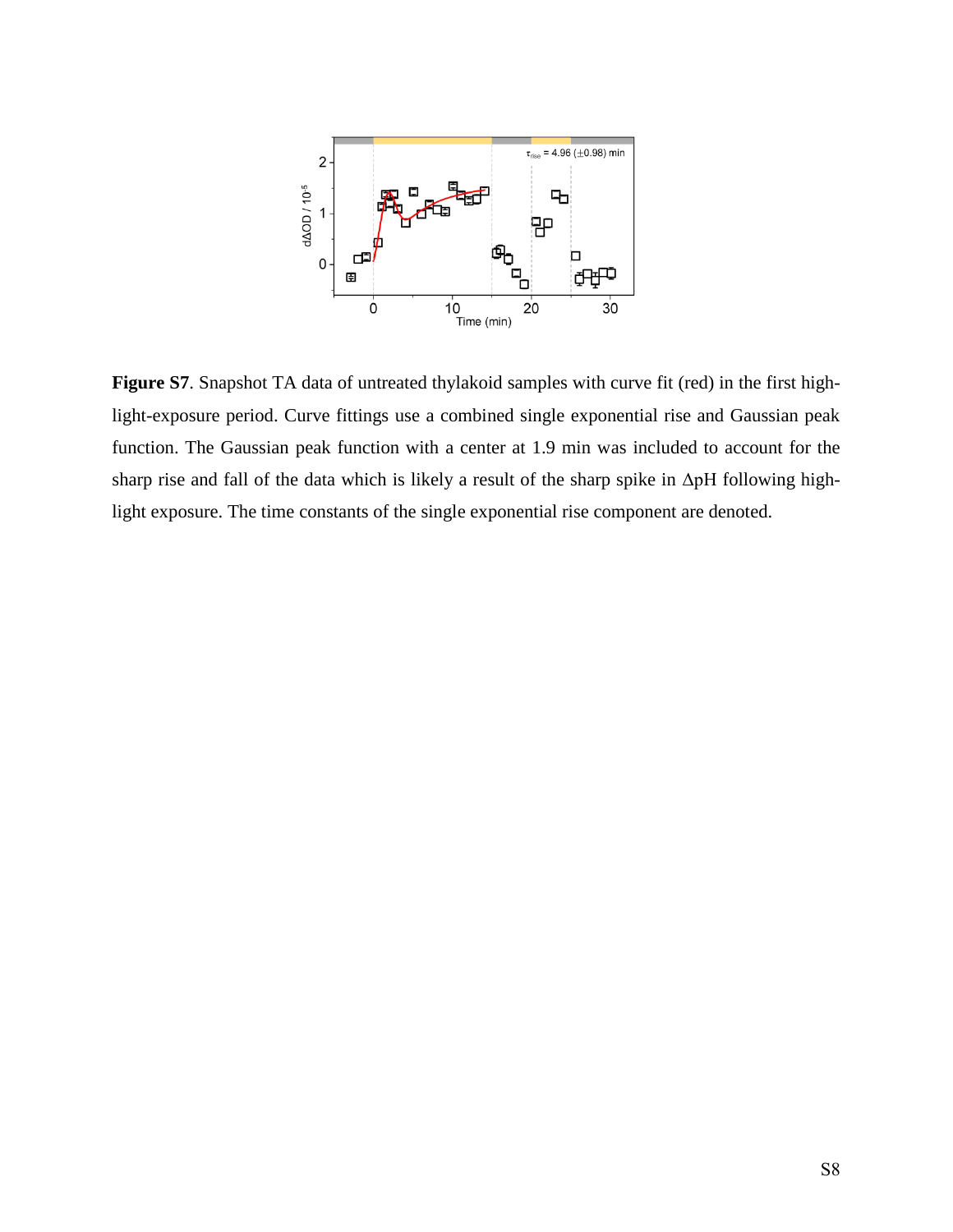**Figure S7**. Snapshot TA data of untreated thylakoid samples with curve fit (red) in the first high-light-exposure period. Curve fittings use a combined single exponential rise and Gaussian peak function. The Gaussian peak function with a center at 1.9 min was included to account for the sharp rise and fall of the data which is likely a result of the sharp spike in ΔpH following high-light exposure. The time constants of the single exponential rise component are denoted.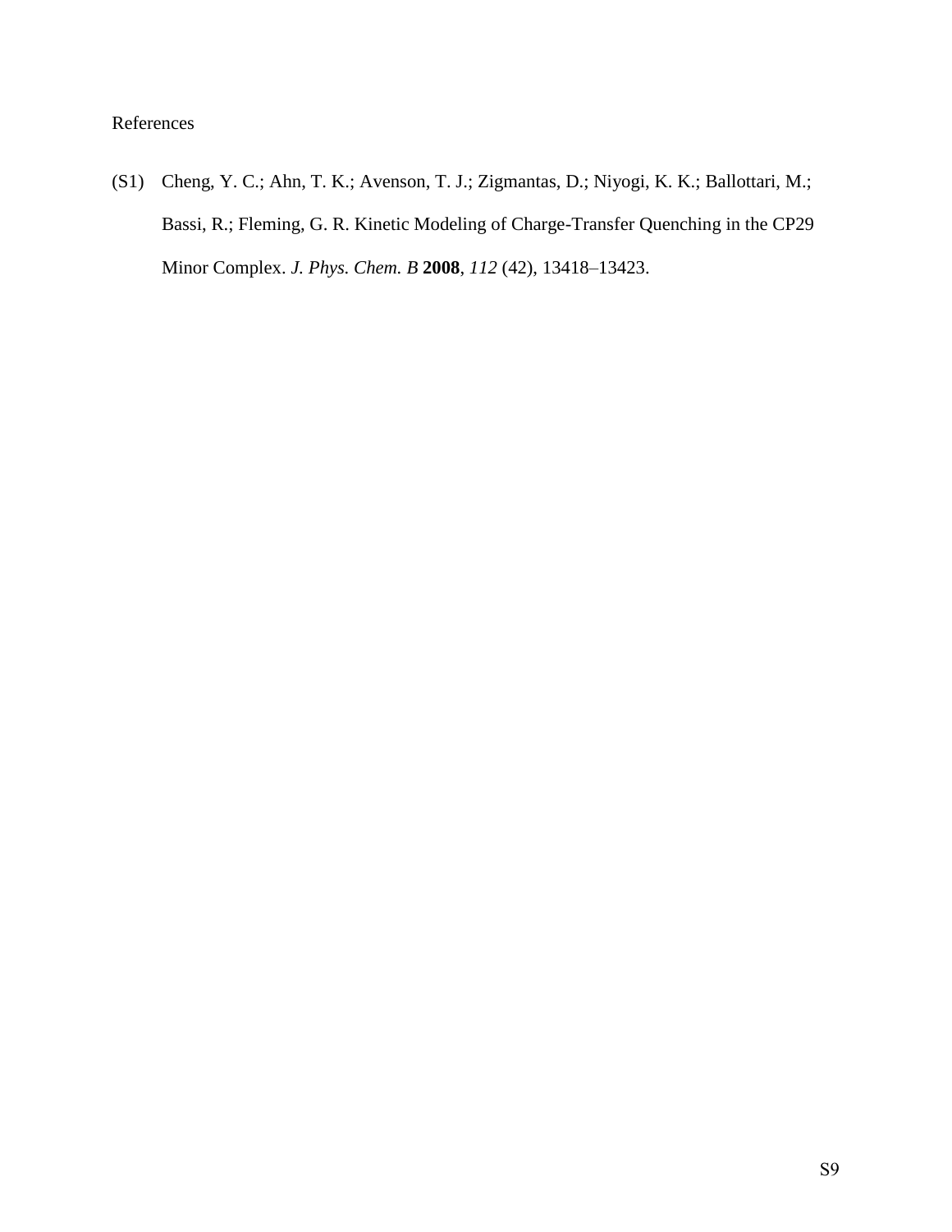# References

(S1) Cheng, Y. C.; Ahn, T. K.; Avenson, T. J.; Zigmantas, D.; Niyogi, K. K.; Ballottari, M.; Bassi, R.; Fleming, G. R. Kinetic Modeling of Charge-Transfer Quenching in the CP29 Minor Complex. *J. Phys. Chem. B* **2008**, *112* (42), 13418–13423.